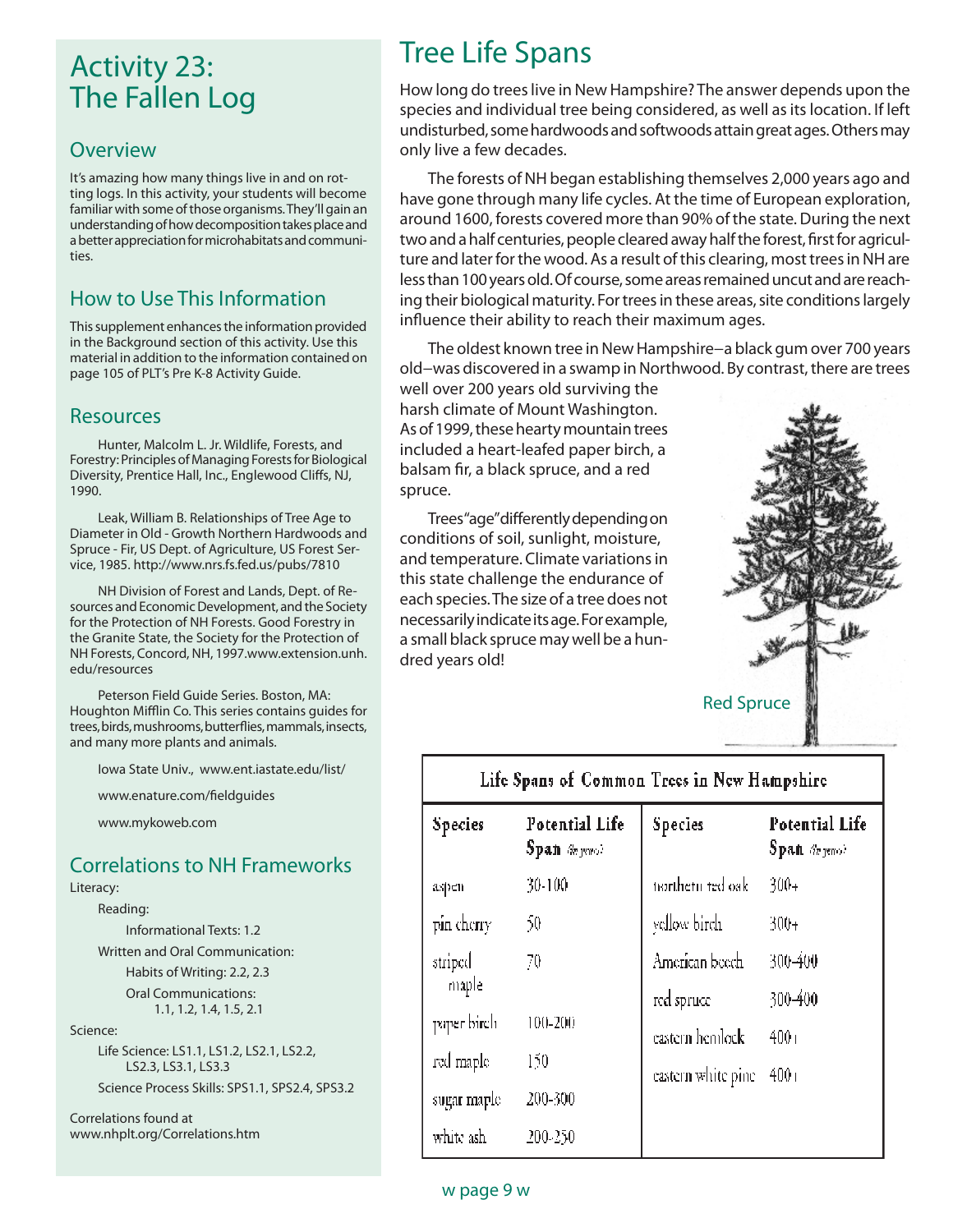# Activity 23: The Fallen Log

## Overview

It's amazing how many things live in and on rotting logs. In this activity, your students will become familiar with some of those organisms. They'll gain an understanding of how decomposition takes place and a better appreciation for microhabitats and communities.

## How to Use This Information

This supplement enhances the information provided in the Background section of this activity. Use this material in addition to the information contained on page 105 of PLT's Pre K-8 Activity Guide.

## Resources

Hunter, Malcolm L. Jr. Wildlife, Forests, and Forestry: Principles of Managing Forests for Biological Diversity, Prentice Hall, Inc., Englewood Cliffs, NJ, 1990.

Leak, William B. Relationships of Tree Age to Diameter in Old - Growth Northern Hardwoods and Spruce - Fir, US Dept. of Agriculture, US Forest Service, 1985. http://www.nrs.fs.fed.us/pubs/7810

NH Division of Forest and Lands, Dept. of Resources and Economic Development, and the Society for the Protection of NH Forests. Good Forestry in the Granite State, the Society for the Protection of NH Forests, Concord, NH, 1997.www.extension.unh.edu/resources

Peterson Field Guide Series. Boston, MA: Houghton Mifflin Co. This series contains guides for trees, birds, mushrooms, butterflies, mammals, insects, and many more plants and animals.

Iowa State Univ., www.ent.iastate.edu/list/

www.enature.com/fieldguides

www.mykoweb.com

## Correlations to NH Frameworks

Literacy:

- Reading:
  - Informational Texts: 1.2
- Written and Oral Communication:
  - Habits of Writing: 2.2, 2.3
  - Oral Communications: 1.1, 1.2, 1.4, 1.5, 2.1

Science:

- Life Science: LS1.1, LS1.2, LS2.1, LS2.2, LS2.3, LS3.1, LS3.3
- Science Process Skills: SPS1.1, SPS2.4, SPS3.2

Correlations found at www.nhplt.org/Correlations.htm

# Tree Life Spans

How long do trees live in New Hampshire? The answer depends upon the species and individual tree being considered, as well as its location. If left undisturbed, some hardwoods and softwoods attain great ages. Others may only live a few decades.

The forests of NH began establishing themselves 2,000 years ago and have gone through many life cycles. At the time of European exploration, around 1600, forests covered more than 90% of the state. During the next two and a half centuries, people cleared away half the forest, first for agriculture and later for the wood. As a result of this clearing, most trees in NH are less than 100 years old. Of course, some areas remained uncut and are reaching their biological maturity. For trees in these areas, site conditions largely influence their ability to reach their maximum ages.

The oldest known tree in New Hampshire–a black gum over 700 years old–was discovered in a swamp in Northwood. By contrast, there are trees well over 200 years old surviving the harsh climate of Mount Washington. As of 1999, these hearty mountain trees included a heart-leafed paper birch, a balsam fir, a black spruce, and a red spruce.

Trees "age" differently depending on conditions of soil, sunlight, moisture, and temperature. Climate variations in this state challenge the endurance of each species. The size of a tree does not necessarily indicate its age. For example, a small black spruce may well be a hundred years old!

Red Spruce

**Life Spans of Common Trees in New Hampshire**

| Species | Potential Life Span (in years) | Species | Potential Life Span (in years) |
|---|---|---|---|
| aspen | 30-100 | northern red oak | 300+ |
| pin cherry | 50 | yellow birch | 300+ |
| striped maple | 70 | American beech | 300-400 |
| paper birch | 100-200 | red spruce | 300-400 |
| red maple | 150 | eastern hemlock | 400+ |
| sugar maple | 200-300 | eastern white pine | 400+ |
| white ash | 200-250 | | |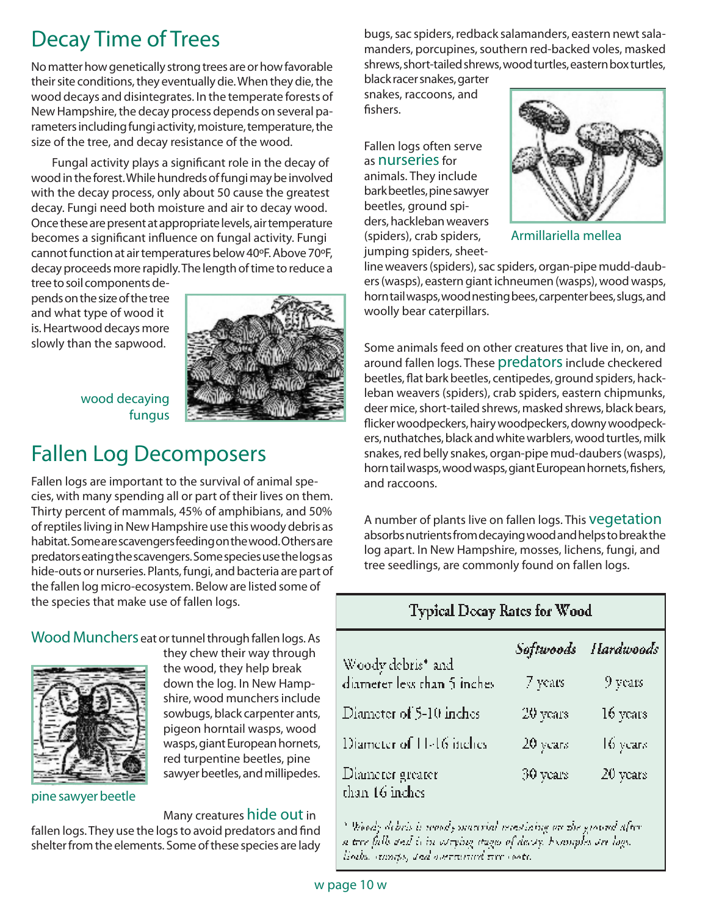# Decay Time of Trees

No matter how genetically strong trees are or how favorable their site conditions, they eventually die. When they die, the wood decays and disintegrates. In the temperate forests of New Hampshire, the decay process depends on several parameters including fungi activity, moisture, temperature, the size of the tree, and decay resistance of the wood.

Fungal activity plays a significant role in the decay of wood in the forest. While hundreds of fungi may be involved with the decay process, only about 50 cause the greatest decay. Fungi need both moisture and air to decay wood. Once these are present at appropriate levels, air temperature becomes a significant influence on fungal activity. Fungi cannot function at air temperatures below 40ºF. Above 70ºF, decay proceeds more rapidly. The length of time to reduce a tree to soil components depends on the size of the tree and what type of wood it is. Heartwood decays more slowly than the sapwood.

wood decaying fungus

# Fallen Log Decomposers

Fallen logs are important to the survival of animal species, with many spending all or part of their lives on them. Thirty percent of mammals, 45% of amphibians, and 50% of reptiles living in New Hampshire use this woody debris as habitat. Some are scavengers feeding on the wood. Others are predators eating the scavengers. Some species use the logs as hide-outs or nurseries. Plants, fungi, and bacteria are part of the fallen log micro-ecosystem. Below are listed some of the species that make use of fallen logs.

**Wood Munchers** eat or tunnel through fallen logs. As they chew their way through the wood, they help break down the log. In New Hampshire, wood munchers include sowbugs, black carpenter ants, pigeon horntail wasps, wood wasps, giant European hornets, red turpentine beetles, pine sawyer beetles, and millipedes.

pine sawyer beetle

Many creatures **hide out** in fallen logs. They use the logs to avoid predators and find shelter from the elements. Some of these species are lady bugs, sac spiders, redback salamanders, eastern newt salamanders, porcupines, southern red-backed voles, masked shrews, short-tailed shrews, wood turtles, eastern box turtles, black racer snakes, garter snakes, raccoons, and fishers.

Fallen logs often serve as **nurseries** for animals. They include bark beetles, pine sawyer beetles, ground spiders, hackleban weavers (spiders), crab spiders, jumping spiders, sheet-line weavers (spiders), sac spiders, organ-pipe mudd-daubers (wasps), eastern giant ichneumen (wasps), wood wasps, horn tail wasps, wood nesting bees, carpenter bees, slugs, and woolly bear caterpillars.

Armillariella mellea

Some animals feed on other creatures that live in, on, and around fallen logs. These **predators** include checkered beetles, flat bark beetles, centipedes, ground spiders, hackleban weavers (spiders), crab spiders, eastern chipmunks, deer mice, short-tailed shrews, masked shrews, black bears, flicker woodpeckers, hairy woodpeckers, downy woodpeckers, nuthatches, black and white warblers, wood turtles, milk snakes, red belly snakes, organ-pipe mud-daubers (wasps), horn tail wasps, wood wasps, giant European hornets, fishers, and raccoons.

A number of plants live on fallen logs. This **vegetation** absorbs nutrients from decaying wood and helps to break the log apart. In New Hampshire, mosses, lichens, fungi, and tree seedlings, are commonly found on fallen logs.

**Typical Decay Rates for Wood**

| | *Softwoods* | *Hardwoods* |
|---|---|---|
| Woody debris* and diameter less than 5 inches | 7 years | 9 years |
| Diameter of 5-10 inches | 20 years | 16 years |
| Diameter of 11-16 inches | 20 years | 16 years |
| Diameter greater than 16 inches | 30 years | 20 years |

\* *Woody debris is woody material remaining on the ground after a tree falls and is in varying stages of decay. Examples are logs, limbs, stumps, and overturned tree roots.*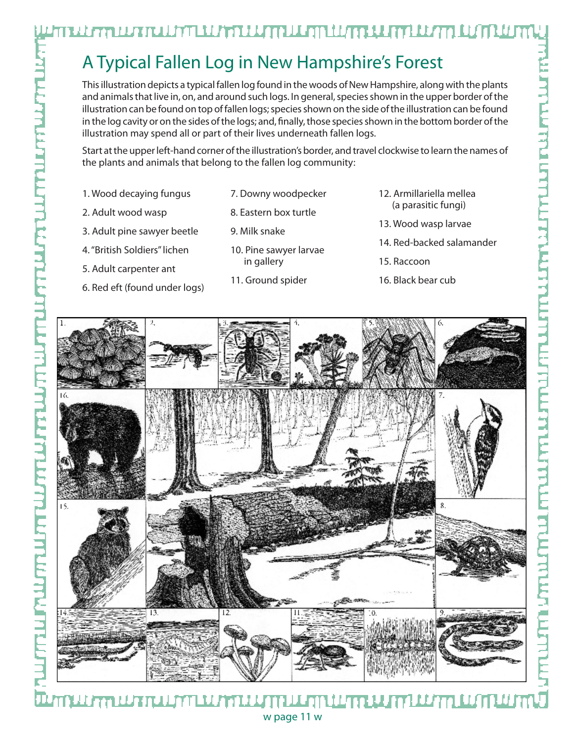# A Typical Fallen Log in New Hampshire's Forest

This illustration depicts a typical fallen log found in the woods of New Hampshire, along with the plants and animals that live in, on, and around such logs. In general, species shown in the upper border of the illustration can be found on top of fallen logs; species shown on the side of the illustration can be found in the log cavity or on the sides of the logs; and, finally, those species shown in the bottom border of the illustration may spend all or part of their lives underneath fallen logs.

Start at the upper left-hand corner of the illustration's border, and travel clockwise to learn the names of the plants and animals that belong to the fallen log community:

1. Wood decaying fungus
2. Adult wood wasp
3. Adult pine sawyer beetle
4. "British Soldiers" lichen
5. Adult carpenter ant
6. Red eft (found under logs)
7. Downy woodpecker
8. Eastern box turtle
9. Milk snake
10. Pine sawyer larvae in gallery
11. Ground spider
12. Armillariella mellea (a parasitic fungi)
13. Wood wasp larvae
14. Red-backed salamander
15. Raccoon
16. Black bear cub